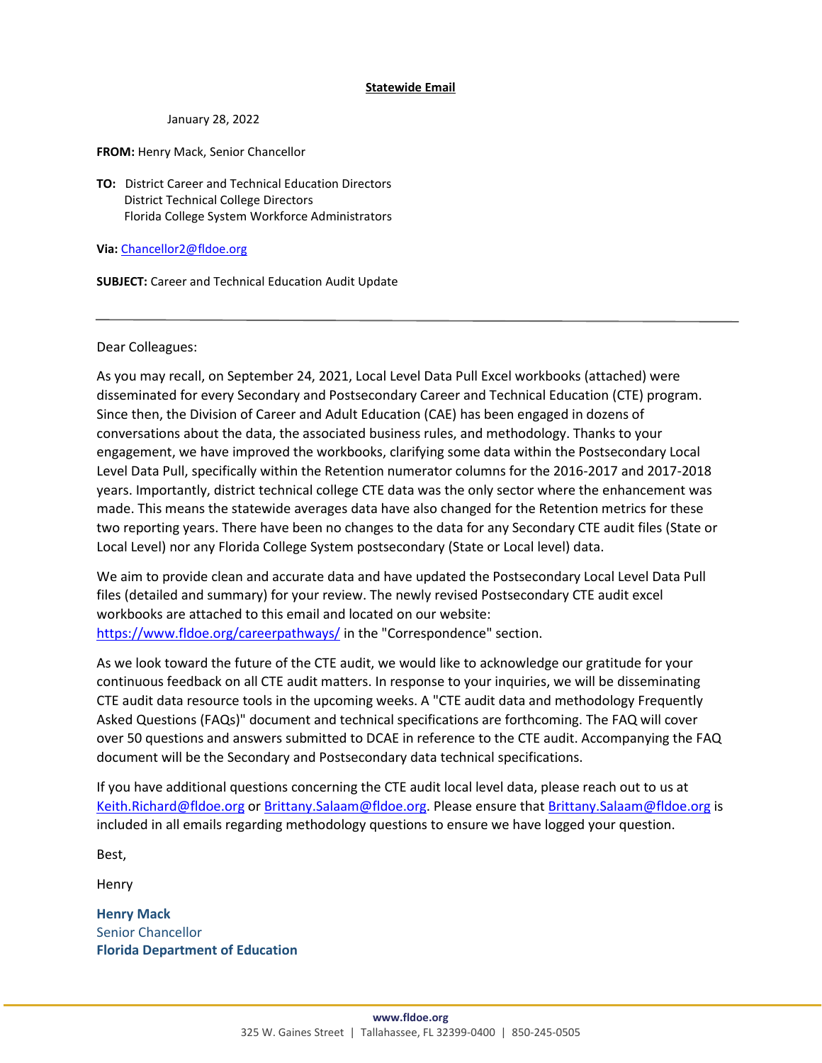**Statewide Email**

January 28, 2022

**FROM:** Henry Mack, Senior Chancellor

**TO:** District Career and Technical Education Directors
District Technical College Directors
Florida College System Workforce Administrators

**Via:** Chancellor2@fldoe.org

**SUBJECT:** Career and Technical Education Audit Update

---

Dear Colleagues:

As you may recall, on September 24, 2021, Local Level Data Pull Excel workbooks (attached) were disseminated for every Secondary and Postsecondary Career and Technical Education (CTE) program. Since then, the Division of Career and Adult Education (CAE) has been engaged in dozens of conversations about the data, the associated business rules, and methodology. Thanks to your engagement, we have improved the workbooks, clarifying some data within the Postsecondary Local Level Data Pull, specifically within the Retention numerator columns for the 2016-2017 and 2017-2018 years. Importantly, district technical college CTE data was the only sector where the enhancement was made. This means the statewide averages data have also changed for the Retention metrics for these two reporting years. There have been no changes to the data for any Secondary CTE audit files (State or Local Level) nor any Florida College System postsecondary (State or Local level) data.

We aim to provide clean and accurate data and have updated the Postsecondary Local Level Data Pull files (detailed and summary) for your review. The newly revised Postsecondary CTE audit excel workbooks are attached to this email and located on our website: https://www.fldoe.org/careerpathways/ in the "Correspondence" section.

As we look toward the future of the CTE audit, we would like to acknowledge our gratitude for your continuous feedback on all CTE audit matters. In response to your inquiries, we will be disseminating CTE audit data resource tools in the upcoming weeks. A "CTE audit data and methodology Frequently Asked Questions (FAQs)" document and technical specifications are forthcoming. The FAQ will cover over 50 questions and answers submitted to DCAE in reference to the CTE audit. Accompanying the FAQ document will be the Secondary and Postsecondary data technical specifications.

If you have additional questions concerning the CTE audit local level data, please reach out to us at Keith.Richard@fldoe.org or Brittany.Salaam@fldoe.org. Please ensure that Brittany.Salaam@fldoe.org is included in all emails regarding methodology questions to ensure we have logged your question.

Best,

Henry

**Henry Mack**
Senior Chancellor
**Florida Department of Education**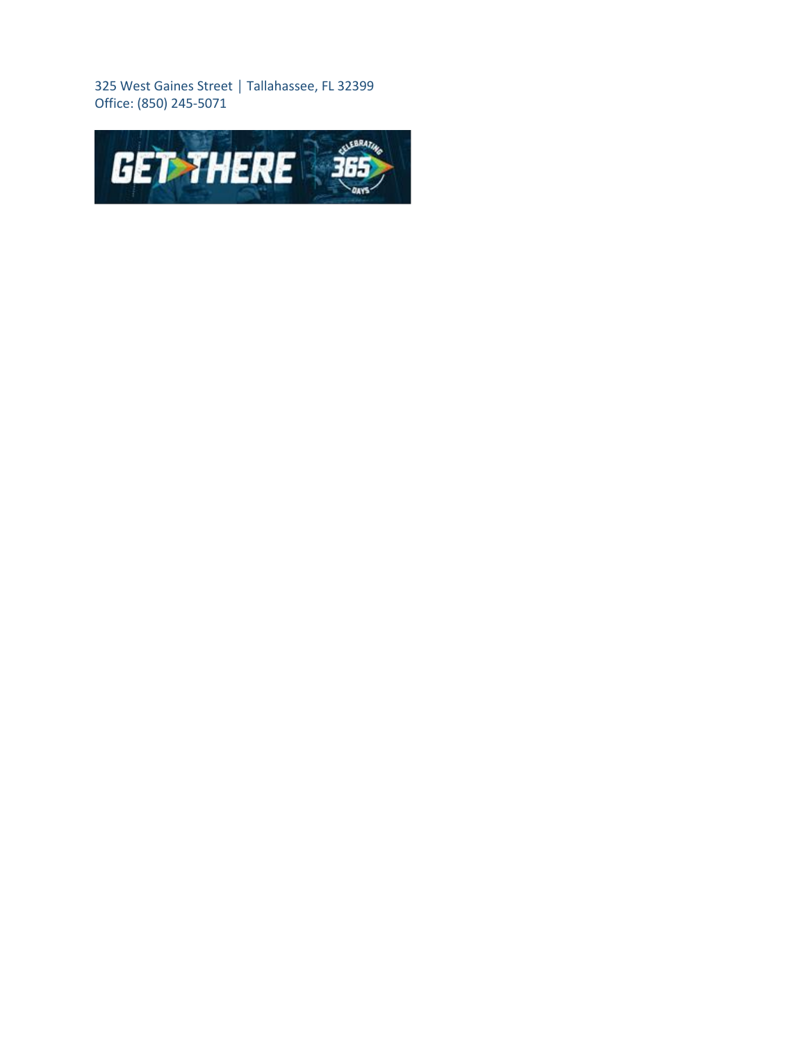325 West Gaines Street | Tallahassee, FL 32399
Office: (850) 245-5071